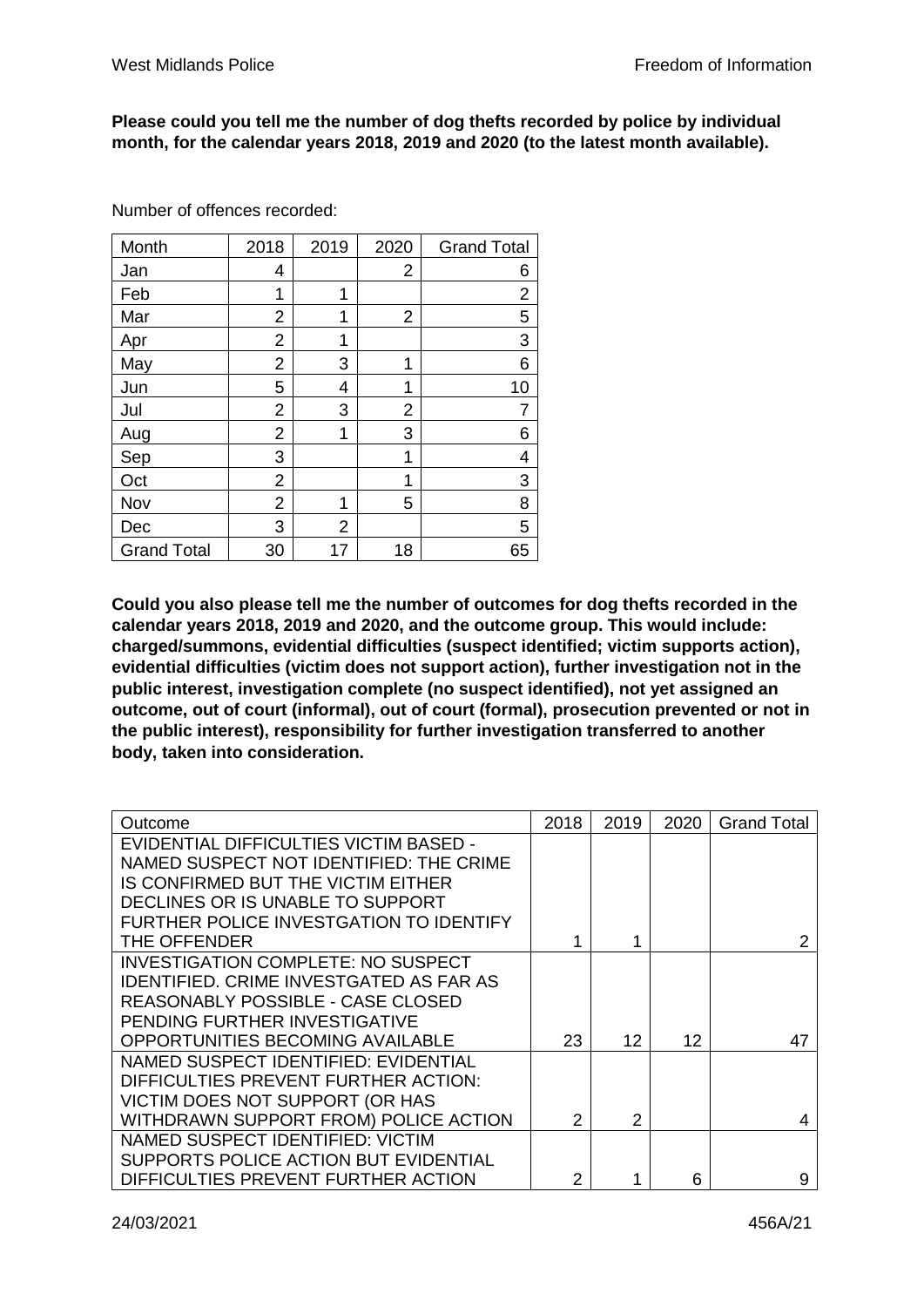**Please could you tell me the number of dog thefts recorded by police by individual month, for the calendar years 2018, 2019 and 2020 (to the latest month available).**

Number of offences recorded:

| Month | 2018 | 2019 | 2020 | Grand Total |
|---|---|---|---|---|
| Jan | 4 | | 2 | 6 |
| Feb | 1 | 1 | | 2 |
| Mar | 2 | 1 | 2 | 5 |
| Apr | 2 | 1 | | 3 |
| May | 2 | 3 | 1 | 6 |
| Jun | 5 | 4 | 1 | 10 |
| Jul | 2 | 3 | 2 | 7 |
| Aug | 2 | 1 | 3 | 6 |
| Sep | 3 | | 1 | 4 |
| Oct | 2 | | 1 | 3 |
| Nov | 2 | 1 | 5 | 8 |
| Dec | 3 | 2 | | 5 |
| Grand Total | 30 | 17 | 18 | 65 |

**Could you also please tell me the number of outcomes for dog thefts recorded in the calendar years 2018, 2019 and 2020, and the outcome group. This would include: charged/summons, evidential difficulties (suspect identified; victim supports action), evidential difficulties (victim does not support action), further investigation not in the public interest, investigation complete (no suspect identified), not yet assigned an outcome, out of court (informal), out of court (formal), prosecution prevented or not in the public interest), responsibility for further investigation transferred to another body, taken into consideration.**

| Outcome | 2018 | 2019 | 2020 | Grand Total |
|---|---|---|---|---|
| EVIDENTIAL DIFFICULTIES VICTIM BASED - NAMED SUSPECT NOT IDENTIFIED: THE CRIME IS CONFIRMED BUT THE VICTIM EITHER DECLINES OR IS UNABLE TO SUPPORT FURTHER POLICE INVESTGATION TO IDENTIFY THE OFFENDER | 1 | 1 | | 2 |
| INVESTIGATION COMPLETE: NO SUSPECT IDENTIFIED. CRIME INVESTGATED AS FAR AS REASONABLY POSSIBLE - CASE CLOSED PENDING FURTHER INVESTIGATIVE OPPORTUNITIES BECOMING AVAILABLE | 23 | 12 | 12 | 47 |
| NAMED SUSPECT IDENTIFIED: EVIDENTIAL DIFFICULTIES PREVENT FURTHER ACTION: VICTIM DOES NOT SUPPORT (OR HAS WITHDRAWN SUPPORT FROM) POLICE ACTION | 2 | 2 | | 4 |
| NAMED SUSPECT IDENTIFIED: VICTIM SUPPORTS POLICE ACTION BUT EVIDENTIAL DIFFICULTIES PREVENT FURTHER ACTION | 2 | 1 | 6 | 9 |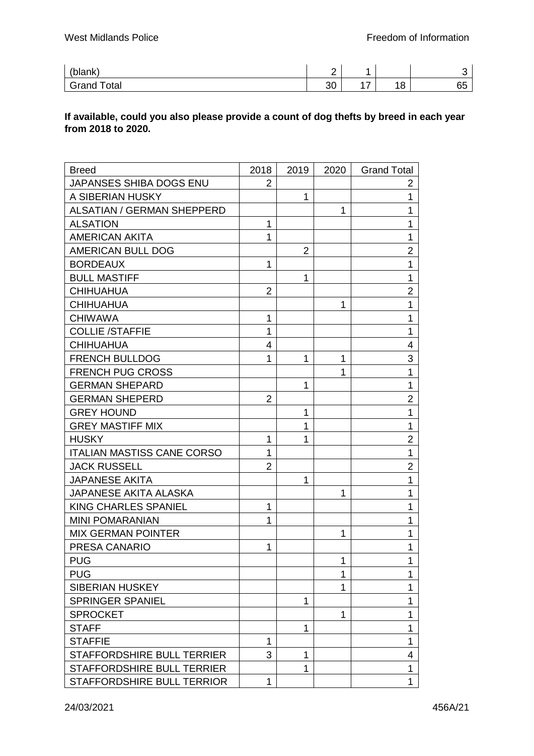| (blank) | 2 | 1 | | 3 |
|---|---|---|---|---|
| Grand Total | 30 | 17 | 18 | 65 |

**If available, could you also please provide a count of dog thefts by breed in each year from 2018 to 2020.**

| Breed | 2018 | 2019 | 2020 | Grand Total |
|---|---|---|---|---|
| JAPANSES SHIBA DOGS ENU | 2 | | | 2 |
| A SIBERIAN HUSKY | | 1 | | 1 |
| ALSATIAN / GERMAN SHEPPERD | | | 1 | 1 |
| ALSATION | 1 | | | 1 |
| AMERICAN AKITA | 1 | | | 1 |
| AMERICAN BULL DOG | | 2 | | 2 |
| BORDEAUX | 1 | | | 1 |
| BULL MASTIFF | | 1 | | 1 |
| CHIHUAHUA | 2 | | | 2 |
| CHIHUAHUA | | | 1 | 1 |
| CHIWAWA | 1 | | | 1 |
| COLLIE /STAFFIE | 1 | | | 1 |
| CHIHUAHUA | 4 | | | 4 |
| FRENCH BULLDOG | 1 | 1 | 1 | 3 |
| FRENCH PUG CROSS | | | 1 | 1 |
| GERMAN SHEPARD | | 1 | | 1 |
| GERMAN SHEPERD | 2 | | | 2 |
| GREY HOUND | | 1 | | 1 |
| GREY MASTIFF MIX | | 1 | | 1 |
| HUSKY | 1 | 1 | | 2 |
| ITALIAN MASTISS CANE CORSO | 1 | | | 1 |
| JACK RUSSELL | 2 | | | 2 |
| JAPANESE AKITA | | 1 | | 1 |
| JAPANESE AKITA ALASKA | | | 1 | 1 |
| KING CHARLES SPANIEL | 1 | | | 1 |
| MINI POMARANIAN | 1 | | | 1 |
| MIX GERMAN POINTER | | | 1 | 1 |
| PRESA CANARIO | 1 | | | 1 |
| PUG | | | 1 | 1 |
| PUG | | | 1 | 1 |
| SIBERIAN HUSKEY | | | 1 | 1 |
| SPRINGER SPANIEL | | 1 | | 1 |
| SPROCKET | | | 1 | 1 |
| STAFF | | 1 | | 1 |
| STAFFIE | 1 | | | 1 |
| STAFFORDSHIRE BULL TERRIER | 3 | 1 | | 4 |
| STAFFORDSHIRE BULL TERRIER | | 1 | | 1 |
| STAFFORDSHIRE BULL TERRIOR | 1 | | | 1 |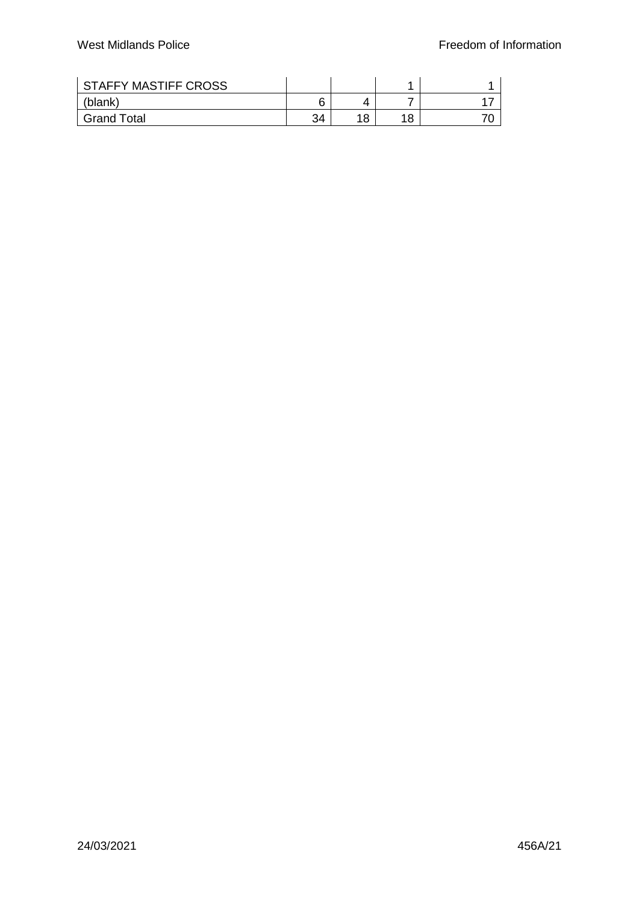| | | | | |
|---|---|---|---|---|
| STAFFY MASTIFF CROSS | | | 1 | 1 |
| (blank) | 6 | 4 | 7 | 17 |
| Grand Total | 34 | 18 | 18 | 70 |